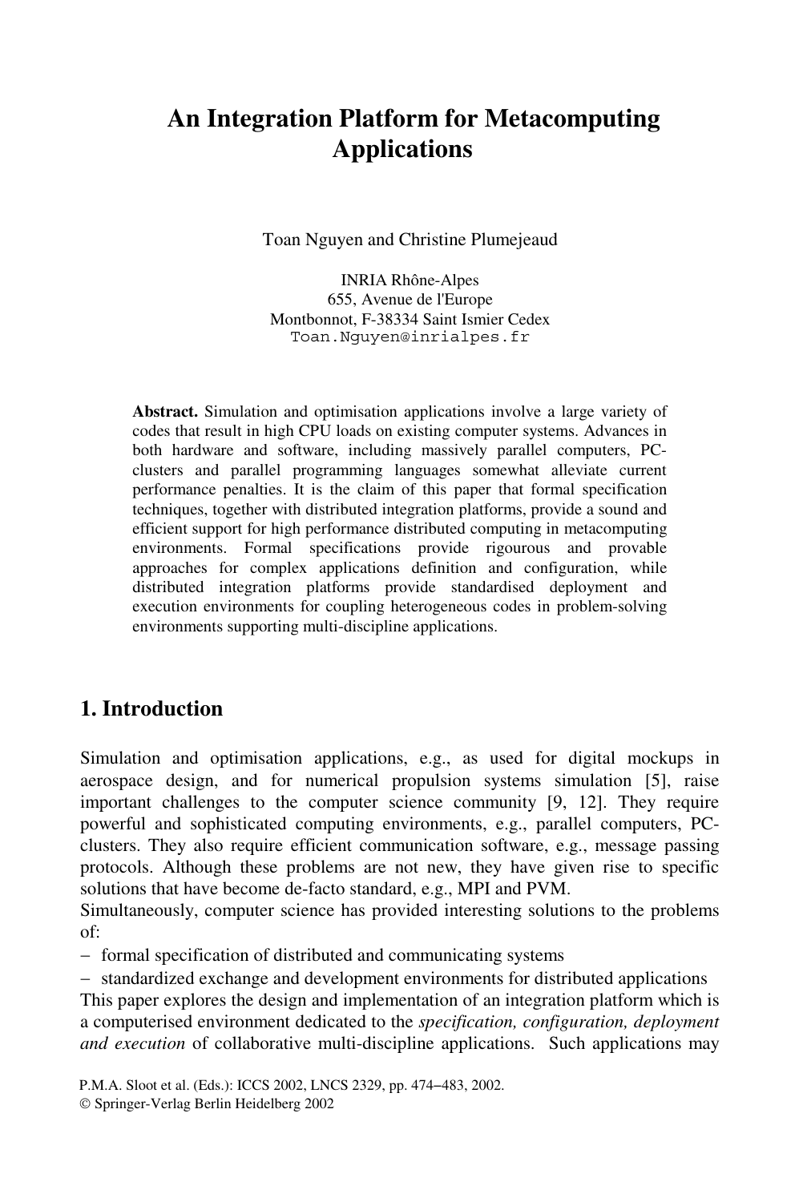# An Integration Platform for Metacomputing Applications

Toan Nguyen and Christine Plumejeaud

INRIA Rhône-Alpes
655, Avenue de l'Europe
Montbonnot, F-38334 Saint Ismier Cedex
Toan.Nguyen@inrialpes.fr

**Abstract.** Simulation and optimisation applications involve a large variety of codes that result in high CPU loads on existing computer systems. Advances in both hardware and software, including massively parallel computers, PC-clusters and parallel programming languages somewhat alleviate current performance penalties. It is the claim of this paper that formal specification techniques, together with distributed integration platforms, provide a sound and efficient support for high performance distributed computing in metacomputing environments. Formal specifications provide rigourous and provable approaches for complex applications definition and configuration, while distributed integration platforms provide standardised deployment and execution environments for coupling heterogeneous codes in problem-solving environments supporting multi-discipline applications.

## 1. Introduction

Simulation and optimisation applications, e.g., as used for digital mockups in aerospace design, and for numerical propulsion systems simulation [5], raise important challenges to the computer science community [9, 12]. They require powerful and sophisticated computing environments, e.g., parallel computers, PC-clusters. They also require efficient communication software, e.g., message passing protocols. Although these problems are not new, they have given rise to specific solutions that have become de-facto standard, e.g., MPI and PVM.

Simultaneously, computer science has provided interesting solutions to the problems of:

- formal specification of distributed and communicating systems
- standardized exchange and development environments for distributed applications

This paper explores the design and implementation of an integration platform which is a computerised environment dedicated to the *specification, configuration, deployment and execution* of collaborative multi-discipline applications. Such applications may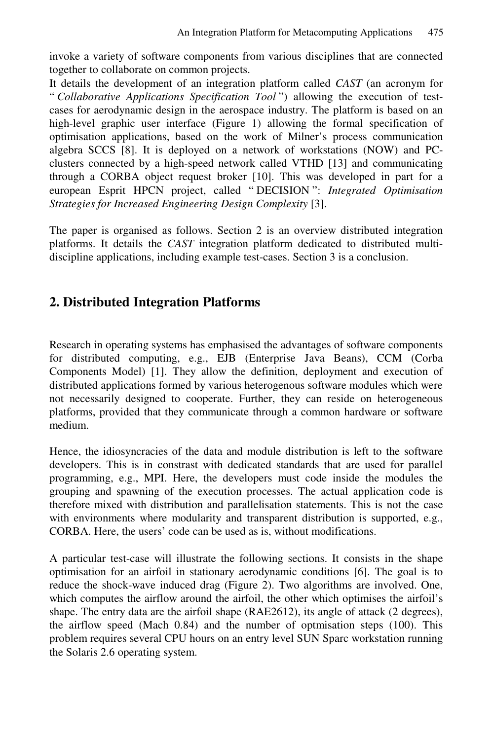invoke a variety of software components from various disciplines that are connected together to collaborate on common projects.

It details the development of an integration platform called *CAST* (an acronym for " *Collaborative Applications Specification Tool* ") allowing the execution of test-cases for aerodynamic design in the aerospace industry. The platform is based on an high-level graphic user interface (Figure 1) allowing the formal specification of optimisation applications, based on the work of Milner's process communication algebra SCCS [8]. It is deployed on a network of workstations (NOW) and PC-clusters connected by a high-speed network called VTHD [13] and communicating through a CORBA object request broker [10]. This was developed in part for a european Esprit HPCN project, called " DECISION ": *Integrated Optimisation Strategies for Increased Engineering Design Complexity* [3].

The paper is organised as follows. Section 2 is an overview distributed integration platforms. It details the *CAST* integration platform dedicated to distributed multi-discipline applications, including example test-cases. Section 3 is a conclusion.

## 2. Distributed Integration Platforms

Research in operating systems has emphasised the advantages of software components for distributed computing, e.g., EJB (Enterprise Java Beans), CCM (Corba Components Model) [1]. They allow the definition, deployment and execution of distributed applications formed by various heterogenous software modules which were not necessarily designed to cooperate. Further, they can reside on heterogeneous platforms, provided that they communicate through a common hardware or software medium.

Hence, the idiosyncracies of the data and module distribution is left to the software developers. This is in constrast with dedicated standards that are used for parallel programming, e.g., MPI. Here, the developers must code inside the modules the grouping and spawning of the execution processes. The actual application code is therefore mixed with distribution and parallelisation statements. This is not the case with environments where modularity and transparent distribution is supported, e.g., CORBA. Here, the users' code can be used as is, without modifications.

A particular test-case will illustrate the following sections. It consists in the shape optimisation for an airfoil in stationary aerodynamic conditions [6]. The goal is to reduce the shock-wave induced drag (Figure 2). Two algorithms are involved. One, which computes the airflow around the airfoil, the other which optimises the airfoil's shape. The entry data are the airfoil shape (RAE2612), its angle of attack (2 degrees), the airflow speed (Mach 0.84) and the number of optmisation steps (100). This problem requires several CPU hours on an entry level SUN Sparc workstation running the Solaris 2.6 operating system.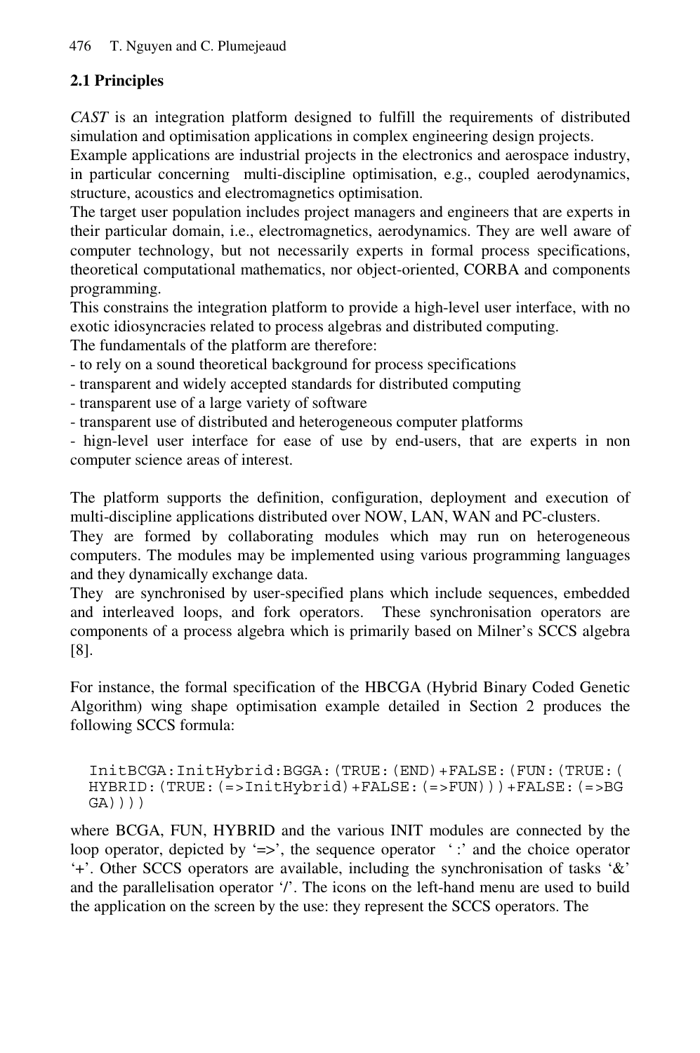## 2.1 Principles

*CAST* is an integration platform designed to fulfill the requirements of distributed simulation and optimisation applications in complex engineering design projects.
Example applications are industrial projects in the electronics and aerospace industry, in particular concerning multi-discipline optimisation, e.g., coupled aerodynamics, structure, acoustics and electromagnetics optimisation.
The target user population includes project managers and engineers that are experts in their particular domain, i.e., electromagnetics, aerodynamics. They are well aware of computer technology, but not necessarily experts in formal process specifications, theoretical computational mathematics, nor object-oriented, CORBA and components programming.
This constrains the integration platform to provide a high-level user interface, with no exotic idiosyncracies related to process algebras and distributed computing.
The fundamentals of the platform are therefore:

- to rely on a sound theoretical background for process specifications
- transparent and widely accepted standards for distributed computing
- transparent use of a large variety of software
- transparent use of distributed and heterogeneous computer platforms
- hign-level user interface for ease of use by end-users, that are experts in non computer science areas of interest.

The platform supports the definition, configuration, deployment and execution of multi-discipline applications distributed over NOW, LAN, WAN and PC-clusters.
They are formed by collaborating modules which may run on heterogeneous computers. The modules may be implemented using various programming languages and they dynamically exchange data.
They are synchronised by user-specified plans which include sequences, embedded and interleaved loops, and fork operators. These synchronisation operators are components of a process algebra which is primarily based on Milner's SCCS algebra [8].

For instance, the formal specification of the HBCGA (Hybrid Binary Coded Genetic Algorithm) wing shape optimisation example detailed in Section 2 produces the following SCCS formula:

```
InitBCGA:InitHybrid:BGGA:(TRUE:(END)+FALSE:(FUN:(TRUE:(
HYBRID:(TRUE:(=>InitHybrid)+FALSE:(=>FUN)))+FALSE:(=>BG
GA))))
```

where BCGA, FUN, HYBRID and the various INIT modules are connected by the loop operator, depicted by '=>', the sequence operator ':' and the choice operator '+'. Other SCCS operators are available, including the synchronisation of tasks '&' and the parallelisation operator '/'. The icons on the left-hand menu are used to build the application on the screen by the use: they represent the SCCS operators. The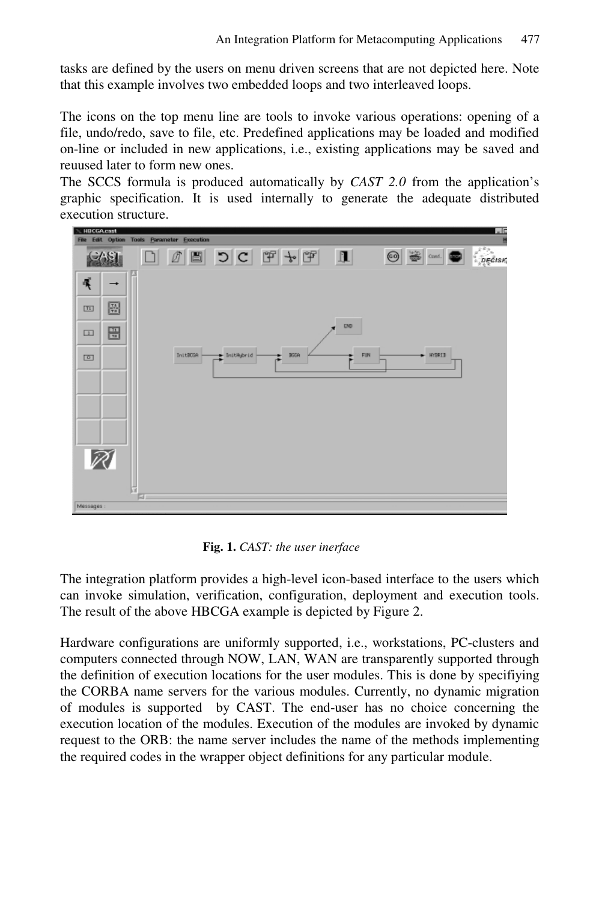tasks are defined by the users on menu driven screens that are not depicted here. Note that this example involves two embedded loops and two interleaved loops.

The icons on the top menu line are tools to invoke various operations: opening of a file, undo/redo, save to file, etc. Predefined applications may be loaded and modified on-line or included in new applications, i.e., existing applications may be saved and reuused later to form new ones.

The SCCS formula is produced automatically by *CAST 2.0* from the application's graphic specification. It is used internally to generate the adequate distributed execution structure.

**Fig. 1.** *CAST: the user inerface*

The integration platform provides a high-level icon-based interface to the users which can invoke simulation, verification, configuration, deployment and execution tools. The result of the above HBCGA example is depicted by Figure 2.

Hardware configurations are uniformly supported, i.e., workstations, PC-clusters and computers connected through NOW, LAN, WAN are transparently supported through the definition of execution locations for the user modules. This is done by specifiying the CORBA name servers for the various modules. Currently, no dynamic migration of modules is supported by CAST. The end-user has no choice concerning the execution location of the modules. Execution of the modules are invoked by dynamic request to the ORB: the name server includes the name of the methods implementing the required codes in the wrapper object definitions for any particular module.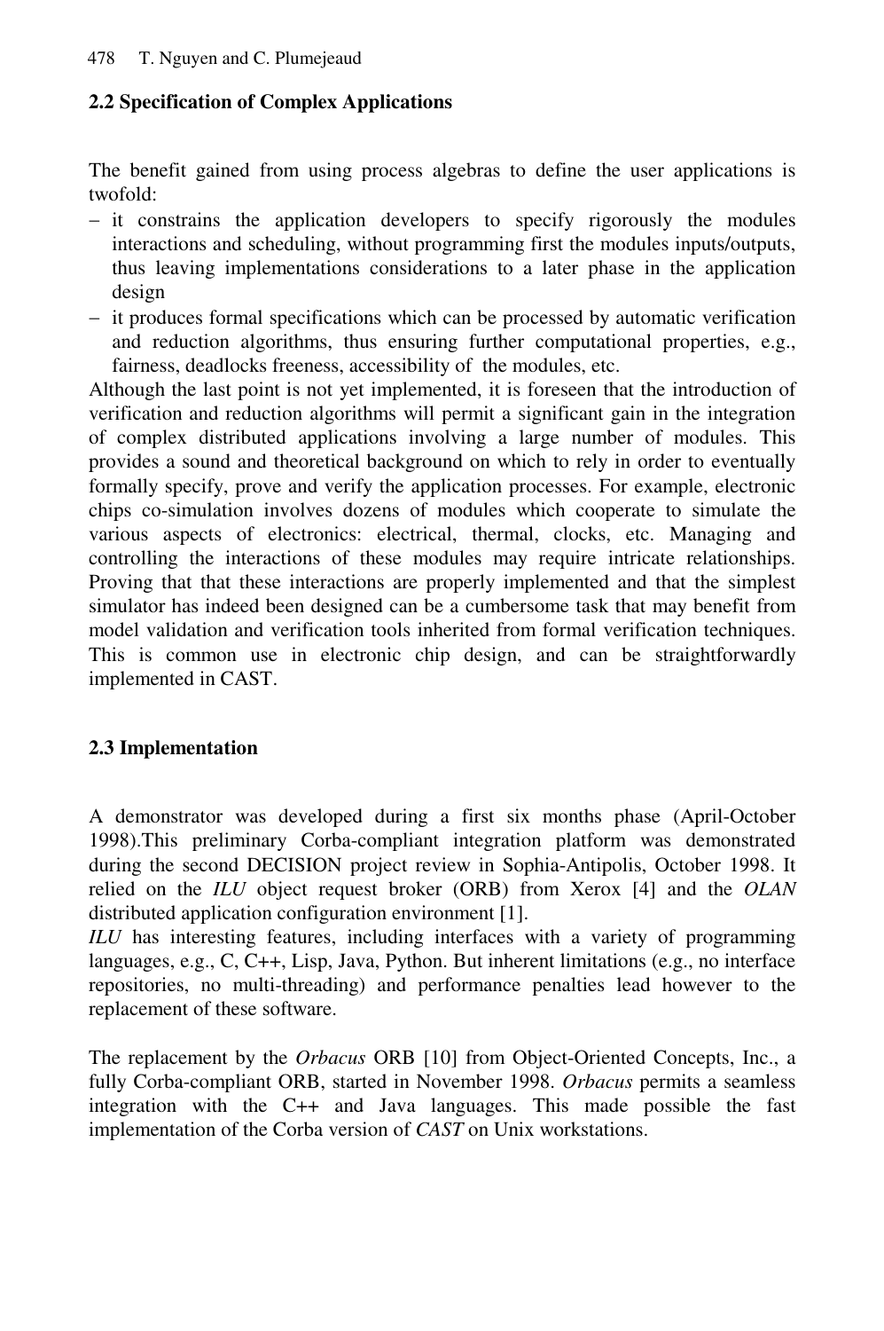### 2.2 Specification of Complex Applications

The benefit gained from using process algebras to define the user applications is twofold:

- it constrains the application developers to specify rigorously the modules interactions and scheduling, without programming first the modules inputs/outputs, thus leaving implementations considerations to a later phase in the application design
- it produces formal specifications which can be processed by automatic verification and reduction algorithms, thus ensuring further computational properties, e.g., fairness, deadlocks freeness, accessibility of the modules, etc.

Although the last point is not yet implemented, it is foreseen that the introduction of verification and reduction algorithms will permit a significant gain in the integration of complex distributed applications involving a large number of modules. This provides a sound and theoretical background on which to rely in order to eventually formally specify, prove and verify the application processes. For example, electronic chips co-simulation involves dozens of modules which cooperate to simulate the various aspects of electronics: electrical, thermal, clocks, etc. Managing and controlling the interactions of these modules may require intricate relationships. Proving that that these interactions are properly implemented and that the simplest simulator has indeed been designed can be a cumbersome task that may benefit from model validation and verification tools inherited from formal verification techniques. This is common use in electronic chip design, and can be straightforwardly implemented in CAST.

### 2.3 Implementation

A demonstrator was developed during a first six months phase (April-October 1998).This preliminary Corba-compliant integration platform was demonstrated during the second DECISION project review in Sophia-Antipolis, October 1998. It relied on the *ILU* object request broker (ORB) from Xerox [4] and the *OLAN* distributed application configuration environment [1].

*ILU* has interesting features, including interfaces with a variety of programming languages, e.g., C, C++, Lisp, Java, Python. But inherent limitations (e.g., no interface repositories, no multi-threading) and performance penalties lead however to the replacement of these software.

The replacement by the *Orbacus* ORB [10] from Object-Oriented Concepts, Inc., a fully Corba-compliant ORB, started in November 1998. *Orbacus* permits a seamless integration with the C++ and Java languages. This made possible the fast implementation of the Corba version of *CAST* on Unix workstations.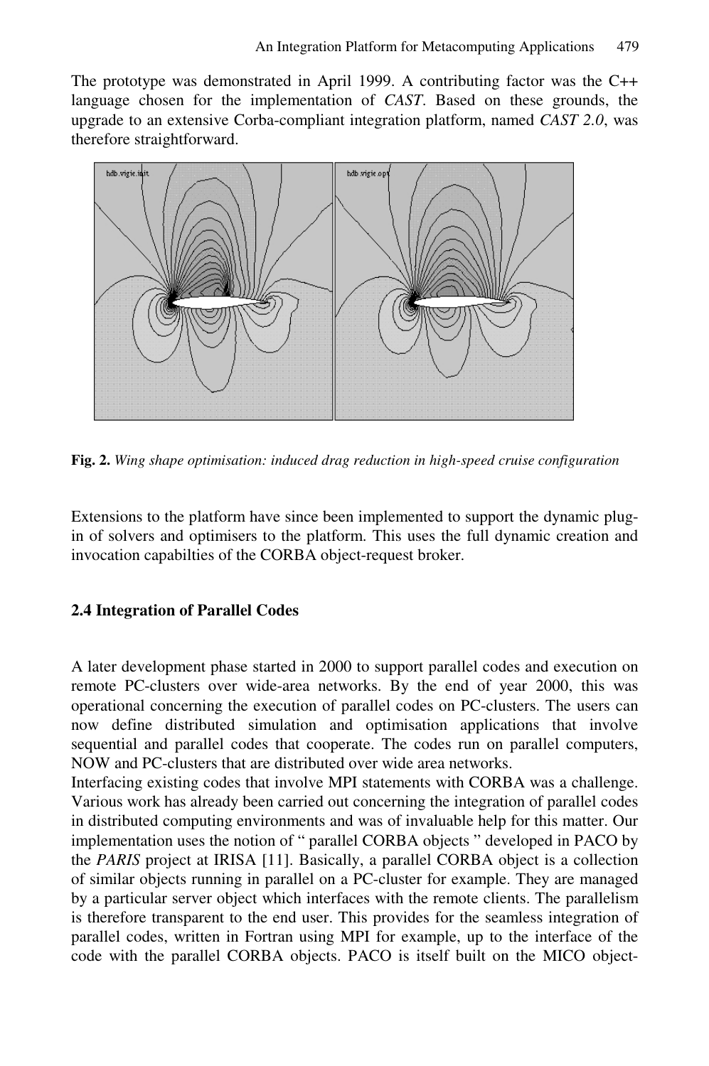The prototype was demonstrated in April 1999. A contributing factor was the C++ language chosen for the implementation of *CAST*. Based on these grounds, the upgrade to an extensive Corba-compliant integration platform, named *CAST 2.0*, was therefore straightforward.

**Fig. 2.** *Wing shape optimisation: induced drag reduction in high-speed cruise configuration*

Extensions to the platform have since been implemented to support the dynamic plug-in of solvers and optimisers to the platform. This uses the full dynamic creation and invocation capabilties of the CORBA object-request broker.

### 2.4 Integration of Parallel Codes

A later development phase started in 2000 to support parallel codes and execution on remote PC-clusters over wide-area networks. By the end of year 2000, this was operational concerning the execution of parallel codes on PC-clusters. The users can now define distributed simulation and optimisation applications that involve sequential and parallel codes that cooperate. The codes run on parallel computers, NOW and PC-clusters that are distributed over wide area networks.

Interfacing existing codes that involve MPI statements with CORBA was a challenge. Various work has already been carried out concerning the integration of parallel codes in distributed computing environments and was of invaluable help for this matter. Our implementation uses the notion of " parallel CORBA objects " developed in PACO by the *PARIS* project at IRISA [11]. Basically, a parallel CORBA object is a collection of similar objects running in parallel on a PC-cluster for example. They are managed by a particular server object which interfaces with the remote clients. The parallelism is therefore transparent to the end user. This provides for the seamless integration of parallel codes, written in Fortran using MPI for example, up to the interface of the code with the parallel CORBA objects. PACO is itself built on the MICO object-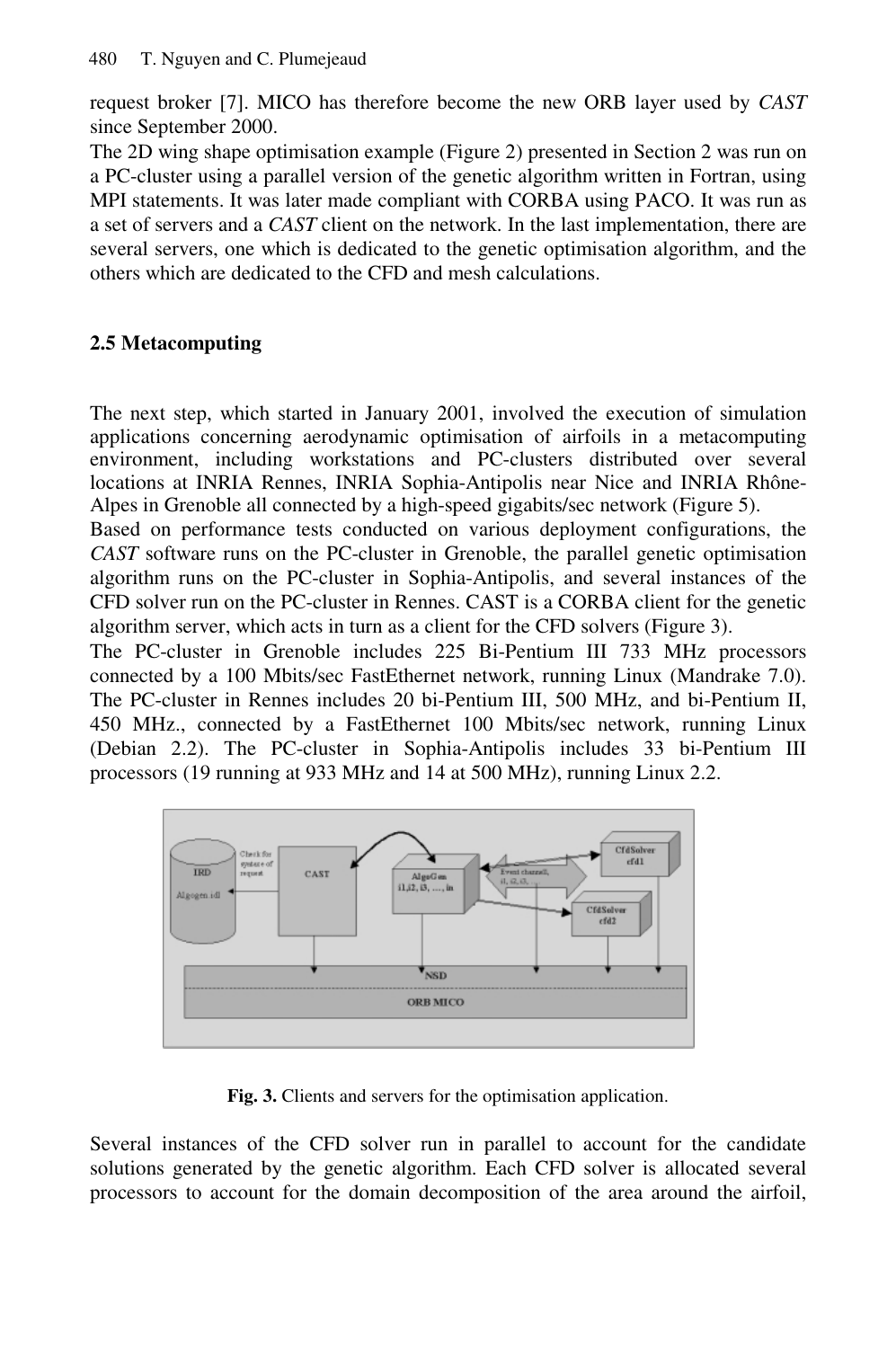request broker [7]. MICO has therefore become the new ORB layer used by *CAST* since September 2000.

The 2D wing shape optimisation example (Figure 2) presented in Section 2 was run on a PC-cluster using a parallel version of the genetic algorithm written in Fortran, using MPI statements. It was later made compliant with CORBA using PACO. It was run as a set of servers and a *CAST* client on the network. In the last implementation, there are several servers, one which is dedicated to the genetic optimisation algorithm, and the others which are dedicated to the CFD and mesh calculations.

### 2.5 Metacomputing

The next step, which started in January 2001, involved the execution of simulation applications concerning aerodynamic optimisation of airfoils in a metacomputing environment, including workstations and PC-clusters distributed over several locations at INRIA Rennes, INRIA Sophia-Antipolis near Nice and INRIA Rhône-Alpes in Grenoble all connected by a high-speed gigabits/sec network (Figure 5).

Based on performance tests conducted on various deployment configurations, the *CAST* software runs on the PC-cluster in Grenoble, the parallel genetic optimisation algorithm runs on the PC-cluster in Sophia-Antipolis, and several instances of the CFD solver run on the PC-cluster in Rennes. CAST is a CORBA client for the genetic algorithm server, which acts in turn as a client for the CFD solvers (Figure 3).

The PC-cluster in Grenoble includes 225 Bi-Pentium III 733 MHz processors connected by a 100 Mbits/sec FastEthernet network, running Linux (Mandrake 7.0). The PC-cluster in Rennes includes 20 bi-Pentium III, 500 MHz, and bi-Pentium II, 450 MHz., connected by a FastEthernet 100 Mbits/sec network, running Linux (Debian 2.2). The PC-cluster in Sophia-Antipolis includes 33 bi-Pentium III processors (19 running at 933 MHz and 14 at 500 MHz), running Linux 2.2.

**Fig. 3.** Clients and servers for the optimisation application.

Several instances of the CFD solver run in parallel to account for the candidate solutions generated by the genetic algorithm. Each CFD solver is allocated several processors to account for the domain decomposition of the area around the airfoil,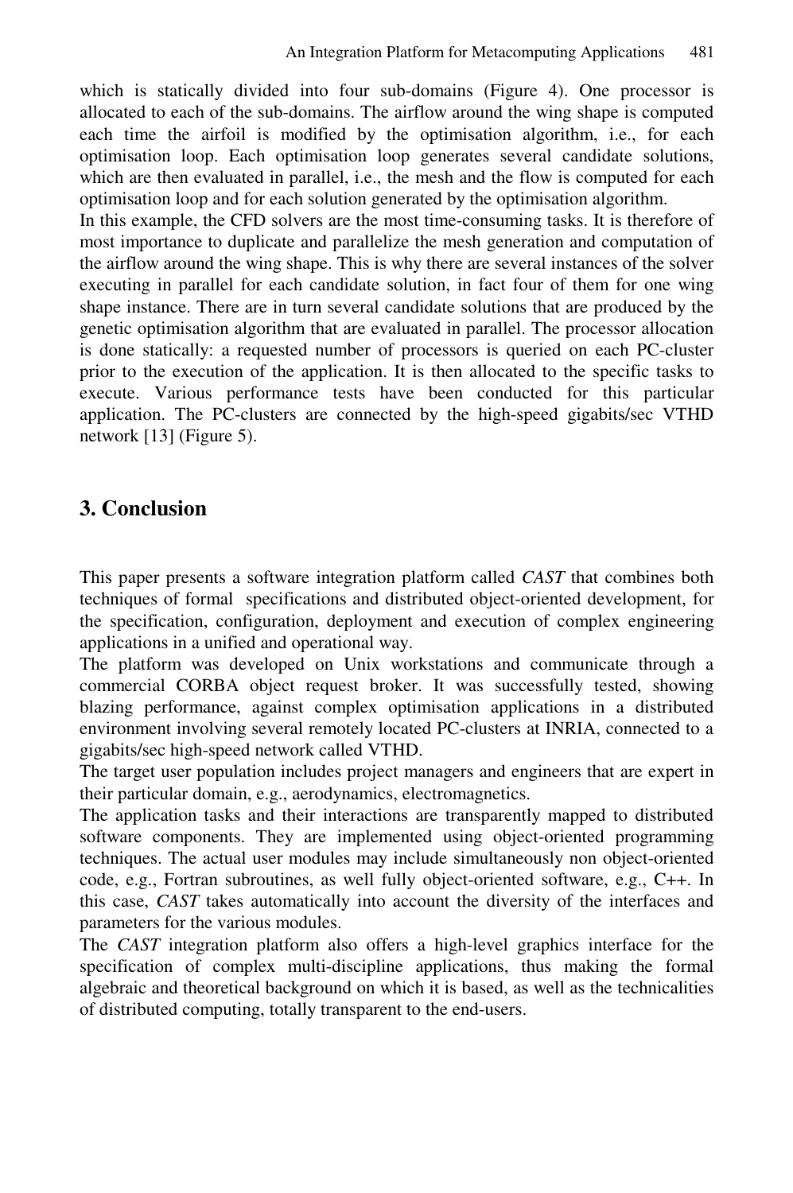which is statically divided into four sub-domains (Figure 4). One processor is allocated to each of the sub-domains. The airflow around the wing shape is computed each time the airfoil is modified by the optimisation algorithm, i.e., for each optimisation loop. Each optimisation loop generates several candidate solutions, which are then evaluated in parallel, i.e., the mesh and the flow is computed for each optimisation loop and for each solution generated by the optimisation algorithm.

In this example, the CFD solvers are the most time-consuming tasks. It is therefore of most importance to duplicate and parallelize the mesh generation and computation of the airflow around the wing shape. This is why there are several instances of the solver executing in parallel for each candidate solution, in fact four of them for one wing shape instance. There are in turn several candidate solutions that are produced by the genetic optimisation algorithm that are evaluated in parallel. The processor allocation is done statically: a requested number of processors is queried on each PC-cluster prior to the execution of the application. It is then allocated to the specific tasks to execute. Various performance tests have been conducted for this particular application. The PC-clusters are connected by the high-speed gigabits/sec VTHD network [13] (Figure 5).

## 3. Conclusion

This paper presents a software integration platform called *CAST* that combines both techniques of formal specifications and distributed object-oriented development, for the specification, configuration, deployment and execution of complex engineering applications in a unified and operational way.

The platform was developed on Unix workstations and communicate through a commercial CORBA object request broker. It was successfully tested, showing blazing performance, against complex optimisation applications in a distributed environment involving several remotely located PC-clusters at INRIA, connected to a gigabits/sec high-speed network called VTHD.

The target user population includes project managers and engineers that are expert in their particular domain, e.g., aerodynamics, electromagnetics.

The application tasks and their interactions are transparently mapped to distributed software components. They are implemented using object-oriented programming techniques. The actual user modules may include simultaneously non object-oriented code, e.g., Fortran subroutines, as well fully object-oriented software, e.g., C++. In this case, *CAST* takes automatically into account the diversity of the interfaces and parameters for the various modules.

The *CAST* integration platform also offers a high-level graphics interface for the specification of complex multi-discipline applications, thus making the formal algebraic and theoretical background on which it is based, as well as the technicalities of distributed computing, totally transparent to the end-users.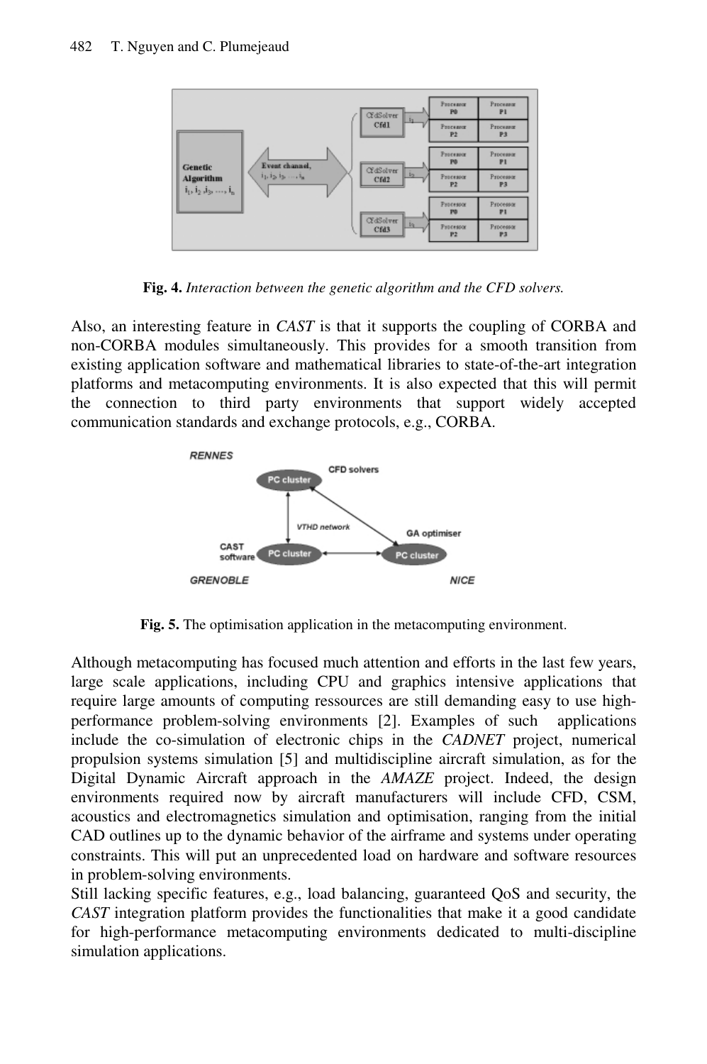**Fig. 4.** *Interaction between the genetic algorithm and the CFD solvers.*

Also, an interesting feature in *CAST* is that it supports the coupling of CORBA and non-CORBA modules simultaneously. This provides for a smooth transition from existing application software and mathematical libraries to state-of-the-art integration platforms and metacomputing environments. It is also expected that this will permit the connection to third party environments that support widely accepted communication standards and exchange protocols, e.g., CORBA.

**Fig. 5.** The optimisation application in the metacomputing environment.

Although metacomputing has focused much attention and efforts in the last few years, large scale applications, including CPU and graphics intensive applications that require large amounts of computing ressources are still demanding easy to use high-performance problem-solving environments [2]. Examples of such applications include the co-simulation of electronic chips in the *CADNET* project, numerical propulsion systems simulation [5] and multidiscipline aircraft simulation, as for the Digital Dynamic Aircraft approach in the *AMAZE* project. Indeed, the design environments required now by aircraft manufacturers will include CFD, CSM, acoustics and electromagnetics simulation and optimisation, ranging from the initial CAD outlines up to the dynamic behavior of the airframe and systems under operating constraints. This will put an unprecedented load on hardware and software resources in problem-solving environments.

Still lacking specific features, e.g., load balancing, guaranteed QoS and security, the *CAST* integration platform provides the functionalities that make it a good candidate for high-performance metacomputing environments dedicated to multi-discipline simulation applications.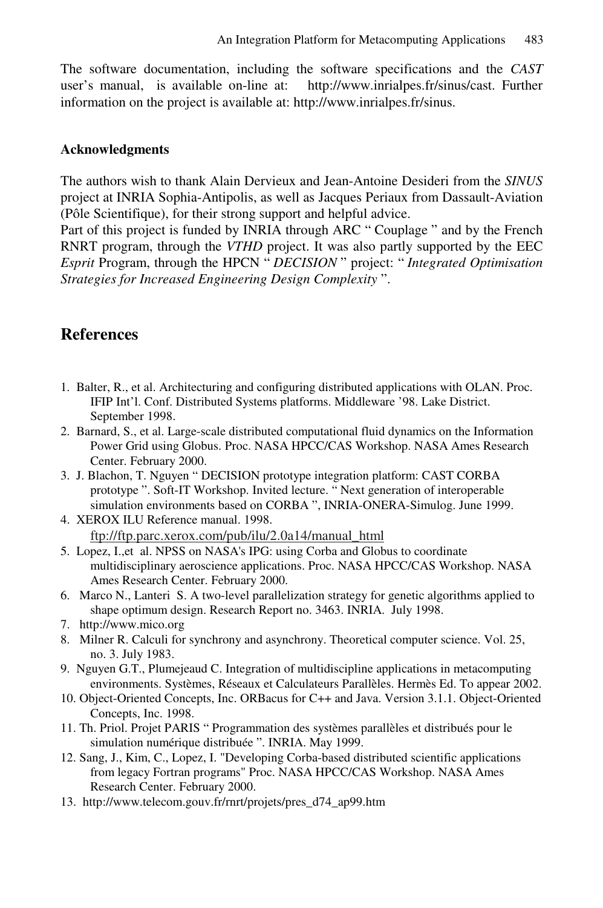The software documentation, including the software specifications and the *CAST* user's manual, is available on-line at: http://www.inrialpes.fr/sinus/cast. Further information on the project is available at: http://www.inrialpes.fr/sinus.

**Acknowledgments**

The authors wish to thank Alain Dervieux and Jean-Antoine Desideri from the *SINUS* project at INRIA Sophia-Antipolis, as well as Jacques Periaux from Dassault-Aviation (Pôle Scientifique), for their strong support and helpful advice.
Part of this project is funded by INRIA through ARC " Couplage " and by the French RNRT program, through the *VTHD* project. It was also partly supported by the EEC *Esprit* Program, through the HPCN " *DECISION* " project: " *Integrated Optimisation Strategies for Increased Engineering Design Complexity* ".

## References

1. Balter, R., et al. Architecturing and configuring distributed applications with OLAN. Proc. IFIP Int'l. Conf. Distributed Systems platforms. Middleware '98. Lake District. September 1998.
2. Barnard, S., et al. Large-scale distributed computational fluid dynamics on the Information Power Grid using Globus. Proc. NASA HPCC/CAS Workshop. NASA Ames Research Center. February 2000.
3. J. Blachon, T. Nguyen " DECISION prototype integration platform: CAST CORBA prototype ". Soft-IT Workshop. Invited lecture. " Next generation of interoperable simulation environments based on CORBA ", INRIA-ONERA-Simulog. June 1999.
4. XEROX ILU Reference manual. 1998. ftp://ftp.parc.xerox.com/pub/ilu/2.0a14/manual_html
5. Lopez, I.,et al. NPSS on NASA's IPG: using Corba and Globus to coordinate multidisciplinary aeroscience applications. Proc. NASA HPCC/CAS Workshop. NASA Ames Research Center. February 2000.
6. Marco N., Lanteri S. A two-level parallelization strategy for genetic algorithms applied to shape optimum design. Research Report no. 3463. INRIA. July 1998.
7. http://www.mico.org
8. Milner R. Calculi for synchrony and asynchrony. Theoretical computer science. Vol. 25, no. 3. July 1983.
9. Nguyen G.T., Plumejeaud C. Integration of multidiscipline applications in metacomputing environments. Systèmes, Réseaux et Calculateurs Parallèles. Hermès Ed. To appear 2002.
10. Object-Oriented Concepts, Inc. ORBacus for C++ and Java. Version 3.1.1. Object-Oriented Concepts, Inc. 1998.
11. Th. Priol. Projet PARIS " Programmation des systèmes parallèles et distribués pour le simulation numérique distribuée ". INRIA. May 1999.
12. Sang, J., Kim, C., Lopez, I. "Developing Corba-based distributed scientific applications from legacy Fortran programs" Proc. NASA HPCC/CAS Workshop. NASA Ames Research Center. February 2000.
13. http://www.telecom.gouv.fr/rnrt/projets/pres_d74_ap99.htm